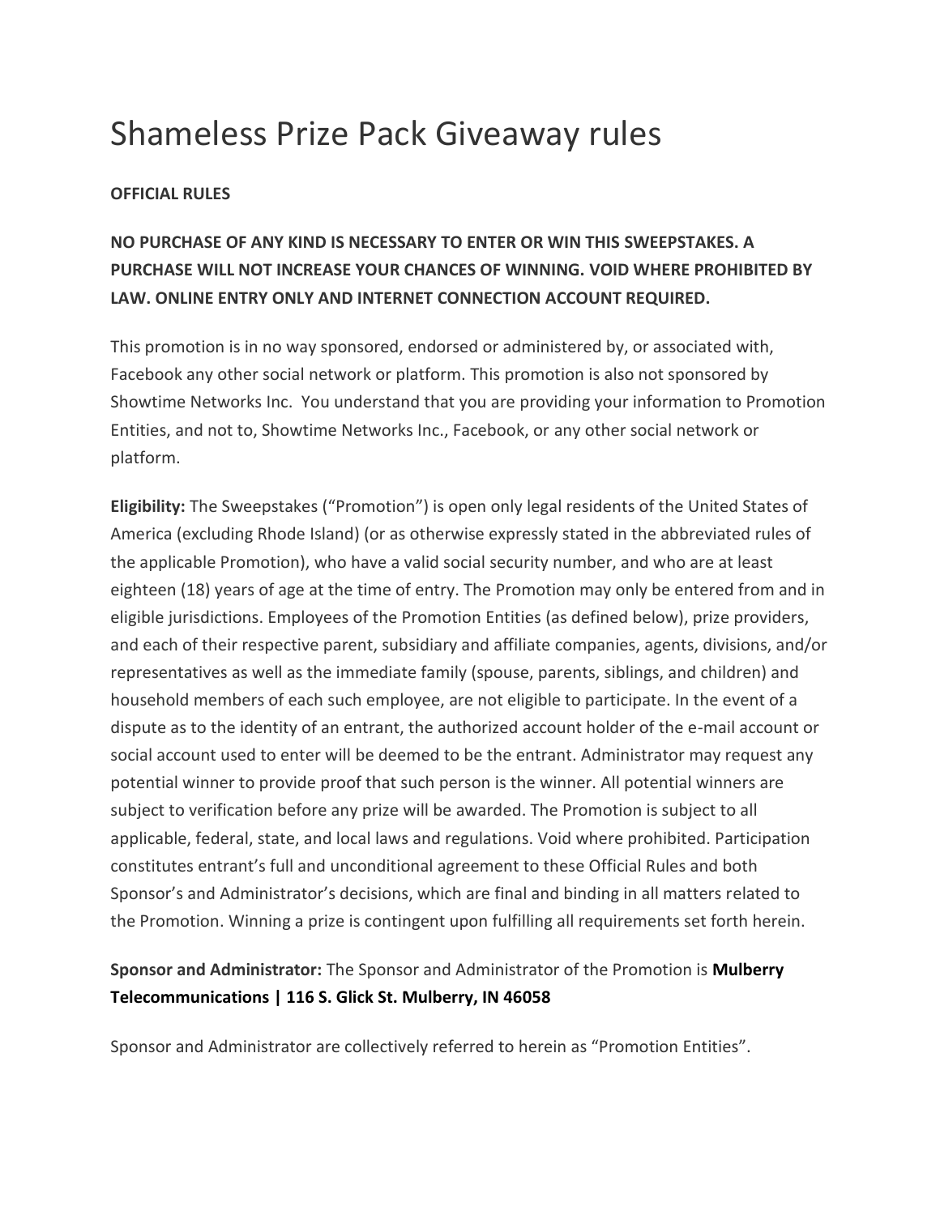# Shameless Prize Pack Giveaway rules

**OFFICIAL RULES**

**NO PURCHASE OF ANY KIND IS NECESSARY TO ENTER OR WIN THIS SWEEPSTAKES. A PURCHASE WILL NOT INCREASE YOUR CHANCES OF WINNING. VOID WHERE PROHIBITED BY LAW. ONLINE ENTRY ONLY AND INTERNET CONNECTION ACCOUNT REQUIRED.**

This promotion is in no way sponsored, endorsed or administered by, or associated with, Facebook any other social network or platform. This promotion is also not sponsored by Showtime Networks Inc. You understand that you are providing your information to Promotion Entities, and not to, Showtime Networks Inc., Facebook, or any other social network or platform.

**Eligibility:** The Sweepstakes ("Promotion") is open only legal residents of the United States of America (excluding Rhode Island) (or as otherwise expressly stated in the abbreviated rules of the applicable Promotion), who have a valid social security number, and who are at least eighteen (18) years of age at the time of entry. The Promotion may only be entered from and in eligible jurisdictions. Employees of the Promotion Entities (as defined below), prize providers, and each of their respective parent, subsidiary and affiliate companies, agents, divisions, and/or representatives as well as the immediate family (spouse, parents, siblings, and children) and household members of each such employee, are not eligible to participate. In the event of a dispute as to the identity of an entrant, the authorized account holder of the e-mail account or social account used to enter will be deemed to be the entrant. Administrator may request any potential winner to provide proof that such person is the winner. All potential winners are subject to verification before any prize will be awarded. The Promotion is subject to all applicable, federal, state, and local laws and regulations. Void where prohibited. Participation constitutes entrant's full and unconditional agreement to these Official Rules and both Sponsor's and Administrator's decisions, which are final and binding in all matters related to the Promotion. Winning a prize is contingent upon fulfilling all requirements set forth herein.

**Sponsor and Administrator:** The Sponsor and Administrator of the Promotion is **Mulberry Telecommunications | 116 S. Glick St. Mulberry, IN 46058**

Sponsor and Administrator are collectively referred to herein as "Promotion Entities".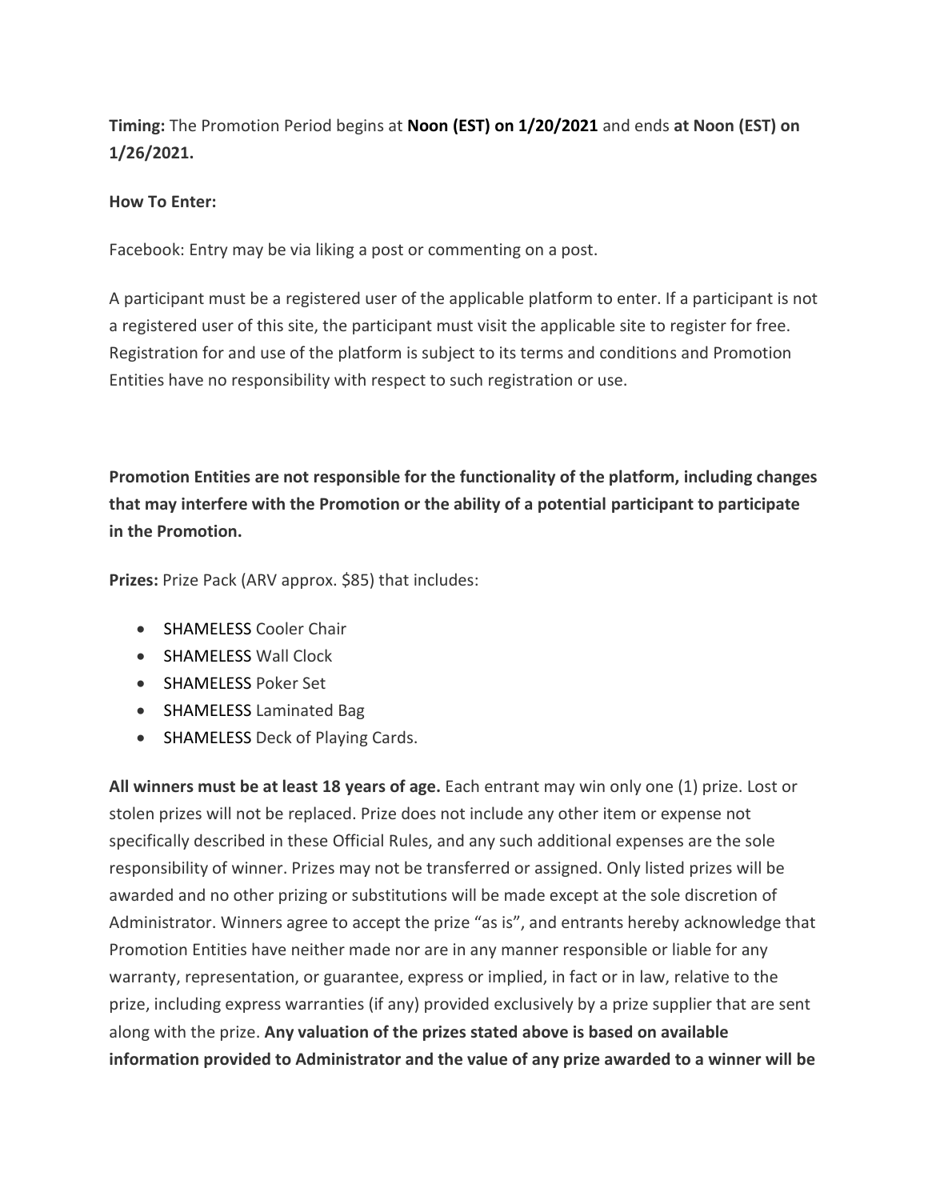**Timing:** The Promotion Period begins at **Noon (EST) on 1/20/2021** and ends **at Noon (EST) on 1/26/2021.**

**How To Enter:**

Facebook: Entry may be via liking a post or commenting on a post.

A participant must be a registered user of the applicable platform to enter. If a participant is not a registered user of this site, the participant must visit the applicable site to register for free. Registration for and use of the platform is subject to its terms and conditions and Promotion Entities have no responsibility with respect to such registration or use.

**Promotion Entities are not responsible for the functionality of the platform, including changes that may interfere with the Promotion or the ability of a potential participant to participate in the Promotion.**

**Prizes:** Prize Pack (ARV approx. $85) that includes:

- SHAMELESS Cooler Chair
- SHAMELESS Wall Clock
- SHAMELESS Poker Set
- SHAMELESS Laminated Bag
- SHAMELESS Deck of Playing Cards.

**All winners must be at least 18 years of age.** Each entrant may win only one (1) prize. Lost or stolen prizes will not be replaced. Prize does not include any other item or expense not specifically described in these Official Rules, and any such additional expenses are the sole responsibility of winner. Prizes may not be transferred or assigned. Only listed prizes will be awarded and no other prizing or substitutions will be made except at the sole discretion of Administrator. Winners agree to accept the prize "as is", and entrants hereby acknowledge that Promotion Entities have neither made nor are in any manner responsible or liable for any warranty, representation, or guarantee, express or implied, in fact or in law, relative to the prize, including express warranties (if any) provided exclusively by a prize supplier that are sent along with the prize. **Any valuation of the prizes stated above is based on available information provided to Administrator and the value of any prize awarded to a winner will be**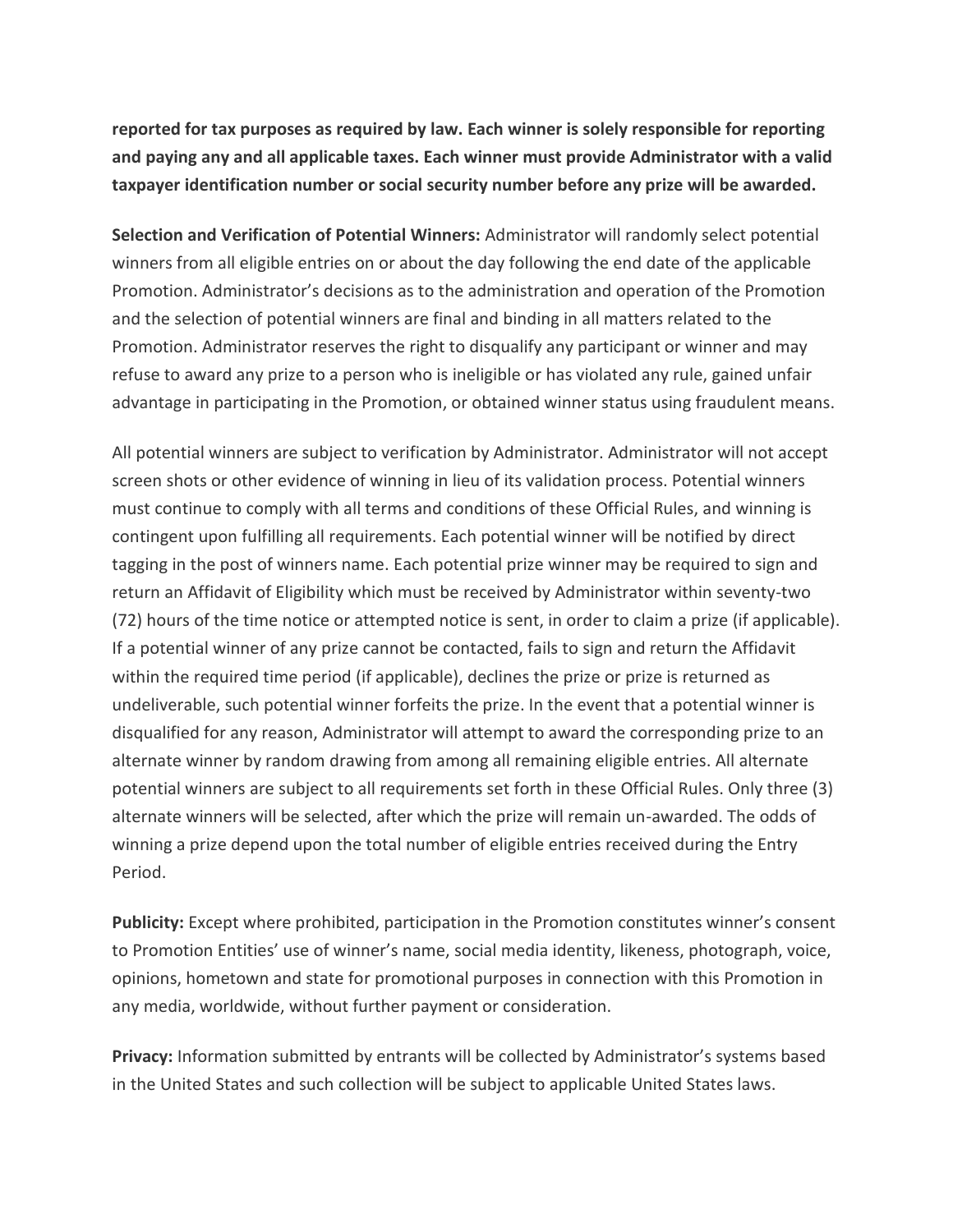**reported for tax purposes as required by law. Each winner is solely responsible for reporting and paying any and all applicable taxes. Each winner must provide Administrator with a valid taxpayer identification number or social security number before any prize will be awarded.**

**Selection and Verification of Potential Winners:** Administrator will randomly select potential winners from all eligible entries on or about the day following the end date of the applicable Promotion. Administrator's decisions as to the administration and operation of the Promotion and the selection of potential winners are final and binding in all matters related to the Promotion. Administrator reserves the right to disqualify any participant or winner and may refuse to award any prize to a person who is ineligible or has violated any rule, gained unfair advantage in participating in the Promotion, or obtained winner status using fraudulent means.

All potential winners are subject to verification by Administrator. Administrator will not accept screen shots or other evidence of winning in lieu of its validation process. Potential winners must continue to comply with all terms and conditions of these Official Rules, and winning is contingent upon fulfilling all requirements. Each potential winner will be notified by direct tagging in the post of winners name. Each potential prize winner may be required to sign and return an Affidavit of Eligibility which must be received by Administrator within seventy-two (72) hours of the time notice or attempted notice is sent, in order to claim a prize (if applicable). If a potential winner of any prize cannot be contacted, fails to sign and return the Affidavit within the required time period (if applicable), declines the prize or prize is returned as undeliverable, such potential winner forfeits the prize. In the event that a potential winner is disqualified for any reason, Administrator will attempt to award the corresponding prize to an alternate winner by random drawing from among all remaining eligible entries. All alternate potential winners are subject to all requirements set forth in these Official Rules. Only three (3) alternate winners will be selected, after which the prize will remain un-awarded. The odds of winning a prize depend upon the total number of eligible entries received during the Entry Period.

**Publicity:** Except where prohibited, participation in the Promotion constitutes winner's consent to Promotion Entities' use of winner's name, social media identity, likeness, photograph, voice, opinions, hometown and state for promotional purposes in connection with this Promotion in any media, worldwide, without further payment or consideration.

**Privacy:** Information submitted by entrants will be collected by Administrator's systems based in the United States and such collection will be subject to applicable United States laws.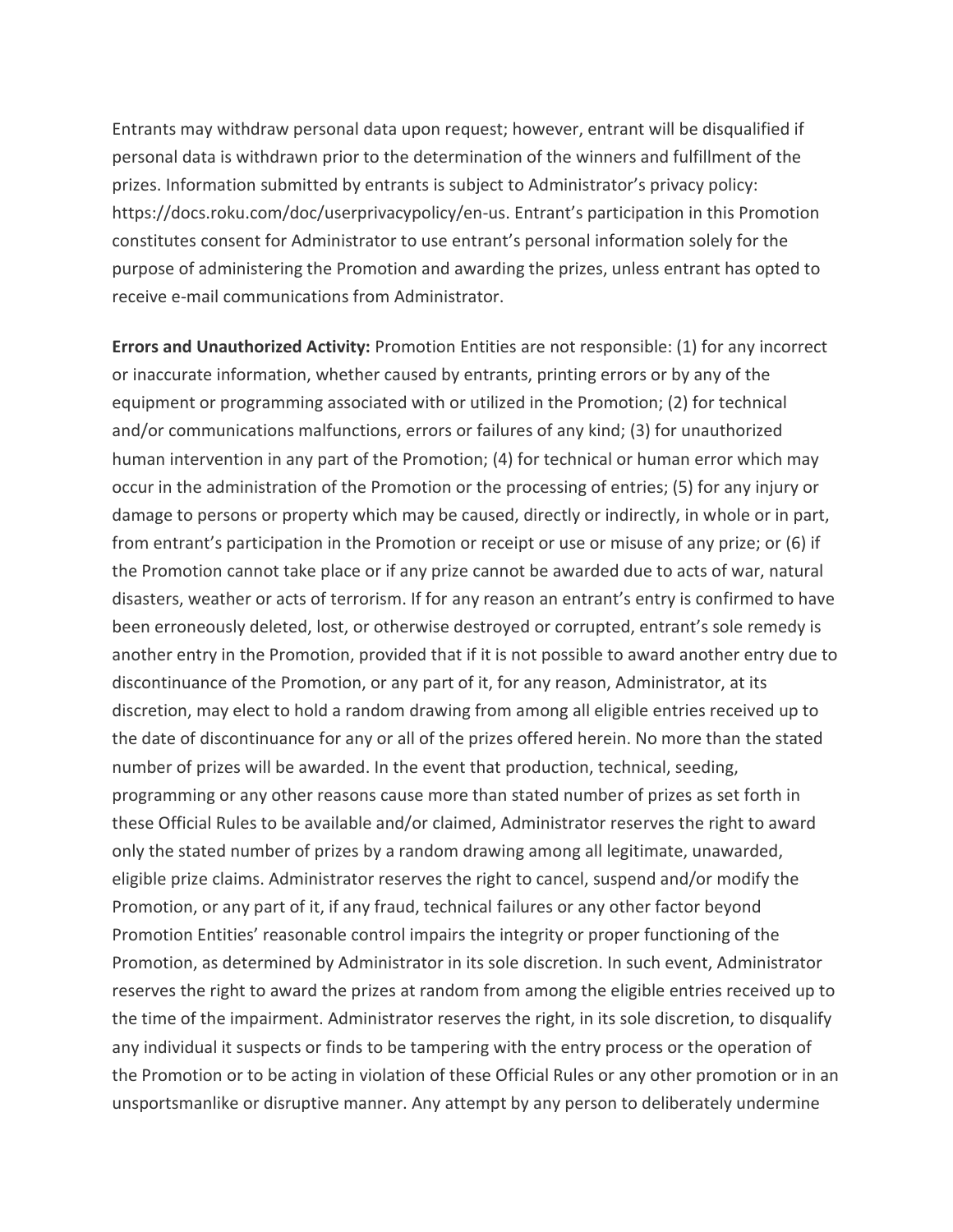Entrants may withdraw personal data upon request; however, entrant will be disqualified if personal data is withdrawn prior to the determination of the winners and fulfillment of the prizes. Information submitted by entrants is subject to Administrator's privacy policy: https://docs.roku.com/doc/userprivacypolicy/en-us. Entrant's participation in this Promotion constitutes consent for Administrator to use entrant's personal information solely for the purpose of administering the Promotion and awarding the prizes, unless entrant has opted to receive e-mail communications from Administrator.

**Errors and Unauthorized Activity:** Promotion Entities are not responsible: (1) for any incorrect or inaccurate information, whether caused by entrants, printing errors or by any of the equipment or programming associated with or utilized in the Promotion; (2) for technical and/or communications malfunctions, errors or failures of any kind; (3) for unauthorized human intervention in any part of the Promotion; (4) for technical or human error which may occur in the administration of the Promotion or the processing of entries; (5) for any injury or damage to persons or property which may be caused, directly or indirectly, in whole or in part, from entrant's participation in the Promotion or receipt or use or misuse of any prize; or (6) if the Promotion cannot take place or if any prize cannot be awarded due to acts of war, natural disasters, weather or acts of terrorism. If for any reason an entrant's entry is confirmed to have been erroneously deleted, lost, or otherwise destroyed or corrupted, entrant's sole remedy is another entry in the Promotion, provided that if it is not possible to award another entry due to discontinuance of the Promotion, or any part of it, for any reason, Administrator, at its discretion, may elect to hold a random drawing from among all eligible entries received up to the date of discontinuance for any or all of the prizes offered herein. No more than the stated number of prizes will be awarded. In the event that production, technical, seeding, programming or any other reasons cause more than stated number of prizes as set forth in these Official Rules to be available and/or claimed, Administrator reserves the right to award only the stated number of prizes by a random drawing among all legitimate, unawarded, eligible prize claims. Administrator reserves the right to cancel, suspend and/or modify the Promotion, or any part of it, if any fraud, technical failures or any other factor beyond Promotion Entities' reasonable control impairs the integrity or proper functioning of the Promotion, as determined by Administrator in its sole discretion. In such event, Administrator reserves the right to award the prizes at random from among the eligible entries received up to the time of the impairment. Administrator reserves the right, in its sole discretion, to disqualify any individual it suspects or finds to be tampering with the entry process or the operation of the Promotion or to be acting in violation of these Official Rules or any other promotion or in an unsportsmanlike or disruptive manner. Any attempt by any person to deliberately undermine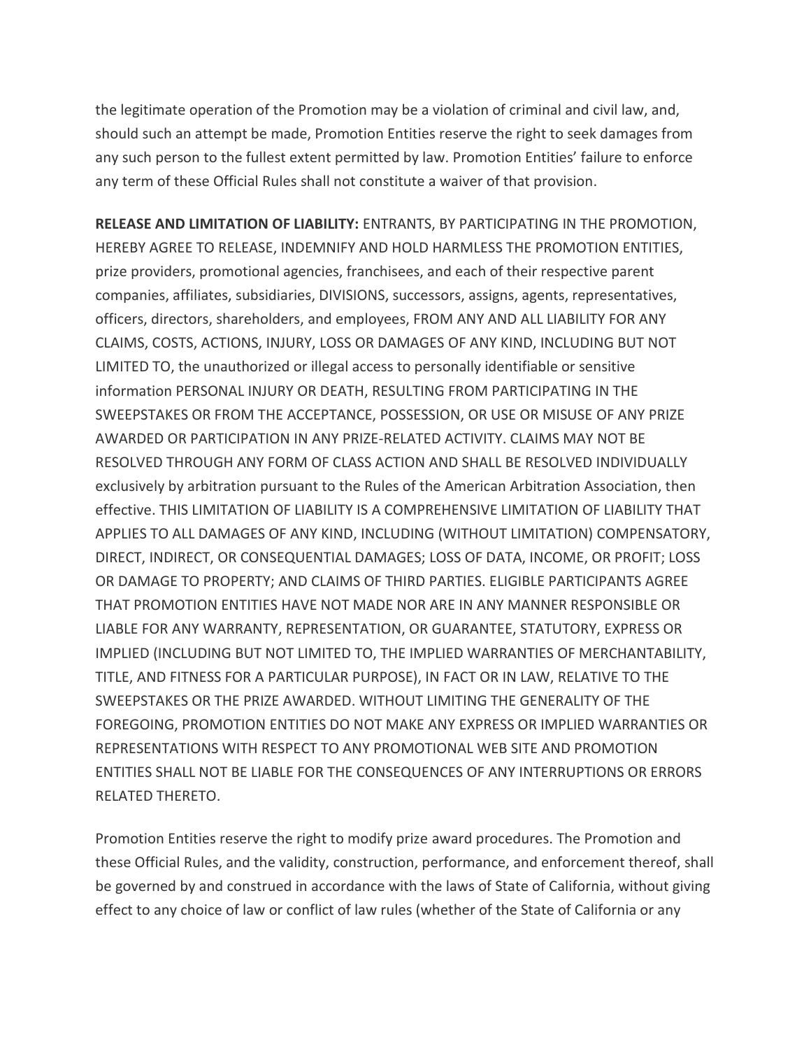the legitimate operation of the Promotion may be a violation of criminal and civil law, and, should such an attempt be made, Promotion Entities reserve the right to seek damages from any such person to the fullest extent permitted by law. Promotion Entities' failure to enforce any term of these Official Rules shall not constitute a waiver of that provision.

**RELEASE AND LIMITATION OF LIABILITY:** ENTRANTS, BY PARTICIPATING IN THE PROMOTION, HEREBY AGREE TO RELEASE, INDEMNIFY AND HOLD HARMLESS THE PROMOTION ENTITIES, prize providers, promotional agencies, franchisees, and each of their respective parent companies, affiliates, subsidiaries, DIVISIONS, successors, assigns, agents, representatives, officers, directors, shareholders, and employees, FROM ANY AND ALL LIABILITY FOR ANY CLAIMS, COSTS, ACTIONS, INJURY, LOSS OR DAMAGES OF ANY KIND, INCLUDING BUT NOT LIMITED TO, the unauthorized or illegal access to personally identifiable or sensitive information PERSONAL INJURY OR DEATH, RESULTING FROM PARTICIPATING IN THE SWEEPSTAKES OR FROM THE ACCEPTANCE, POSSESSION, OR USE OR MISUSE OF ANY PRIZE AWARDED OR PARTICIPATION IN ANY PRIZE-RELATED ACTIVITY. CLAIMS MAY NOT BE RESOLVED THROUGH ANY FORM OF CLASS ACTION AND SHALL BE RESOLVED INDIVIDUALLY exclusively by arbitration pursuant to the Rules of the American Arbitration Association, then effective. THIS LIMITATION OF LIABILITY IS A COMPREHENSIVE LIMITATION OF LIABILITY THAT APPLIES TO ALL DAMAGES OF ANY KIND, INCLUDING (WITHOUT LIMITATION) COMPENSATORY, DIRECT, INDIRECT, OR CONSEQUENTIAL DAMAGES; LOSS OF DATA, INCOME, OR PROFIT; LOSS OR DAMAGE TO PROPERTY; AND CLAIMS OF THIRD PARTIES. ELIGIBLE PARTICIPANTS AGREE THAT PROMOTION ENTITIES HAVE NOT MADE NOR ARE IN ANY MANNER RESPONSIBLE OR LIABLE FOR ANY WARRANTY, REPRESENTATION, OR GUARANTEE, STATUTORY, EXPRESS OR IMPLIED (INCLUDING BUT NOT LIMITED TO, THE IMPLIED WARRANTIES OF MERCHANTABILITY, TITLE, AND FITNESS FOR A PARTICULAR PURPOSE), IN FACT OR IN LAW, RELATIVE TO THE SWEEPSTAKES OR THE PRIZE AWARDED. WITHOUT LIMITING THE GENERALITY OF THE FOREGOING, PROMOTION ENTITIES DO NOT MAKE ANY EXPRESS OR IMPLIED WARRANTIES OR REPRESENTATIONS WITH RESPECT TO ANY PROMOTIONAL WEB SITE AND PROMOTION ENTITIES SHALL NOT BE LIABLE FOR THE CONSEQUENCES OF ANY INTERRUPTIONS OR ERRORS RELATED THERETO.

Promotion Entities reserve the right to modify prize award procedures. The Promotion and these Official Rules, and the validity, construction, performance, and enforcement thereof, shall be governed by and construed in accordance with the laws of State of California, without giving effect to any choice of law or conflict of law rules (whether of the State of California or any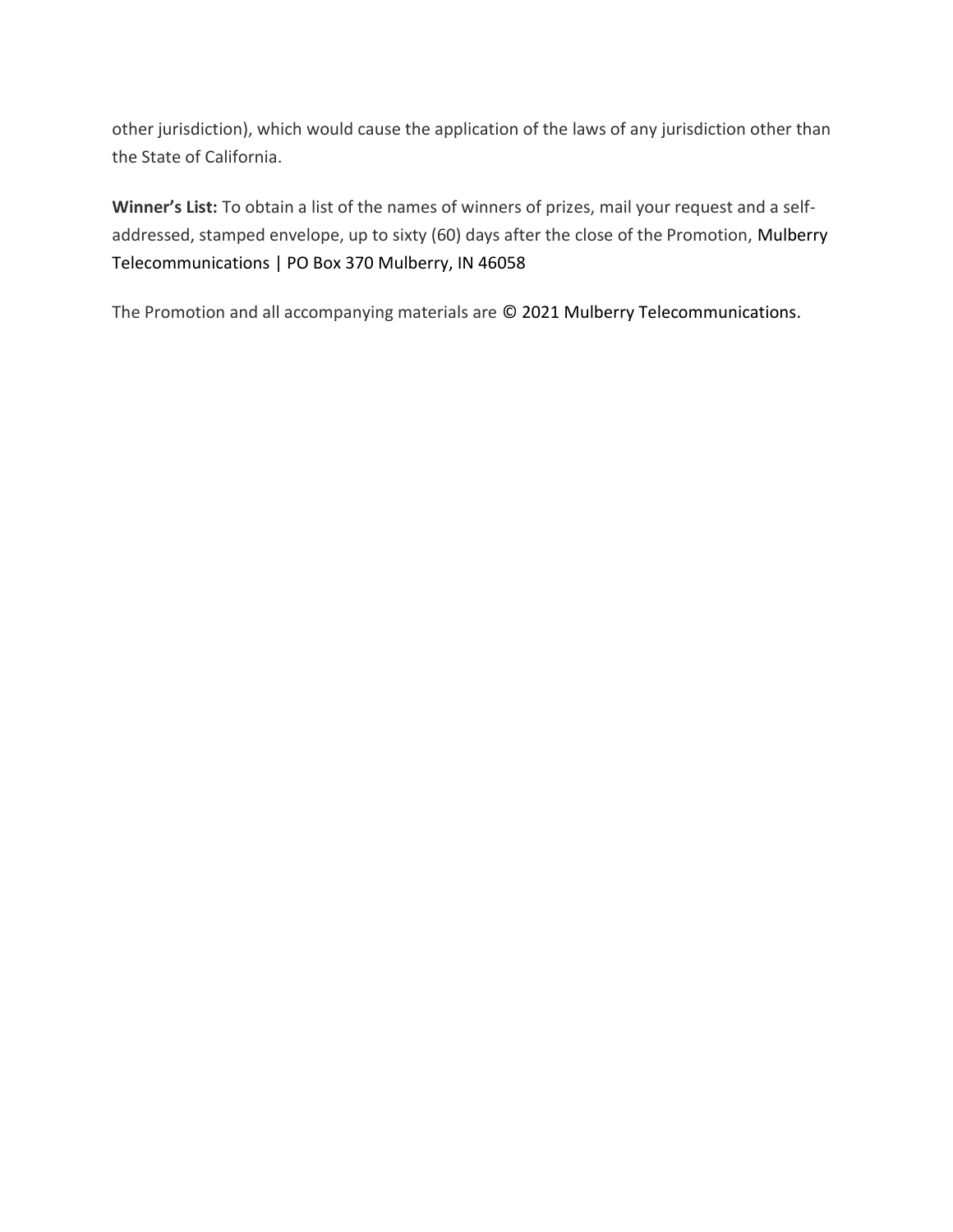other jurisdiction), which would cause the application of the laws of any jurisdiction other than the State of California.

**Winner's List:** To obtain a list of the names of winners of prizes, mail your request and a self-addressed, stamped envelope, up to sixty (60) days after the close of the Promotion, Mulberry Telecommunications | PO Box 370 Mulberry, IN 46058

The Promotion and all accompanying materials are © 2021 Mulberry Telecommunications.